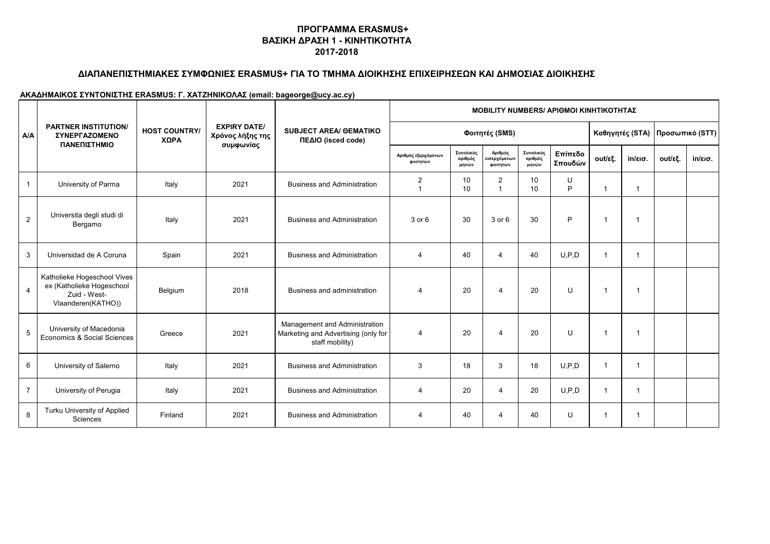# ΠΡΟΓΡΑΜΜΑ ERASMUS+
## ΒΑΣΙΚΗ ΔΡΑΣΗ 1 - ΚΙΝΗΤΙΚΟΤΗΤΑ
## 2017-2018

### ΔΙΑΠΑΝΕΠΙΣΤΗΜΙΑΚΕΣ ΣΥΜΦΩΝΙΕΣ ERASMUS+ ΓΙΑ ΤΟ ΤΜΗΜΑ ΔΙΟΙΚΗΣΗΣ ΕΠΙΧΕΙΡΗΣΕΩΝ ΚΑΙ ΔΗΜΟΣΙΑΣ ΔΙΟΙΚΗΣΗΣ

**ΑΚΑΔΗΜΑΙΚΟΣ ΣΥΝΤΟΝΙΣΤΗΣ ERASMUS: Γ. ΧΑΤΖΗΝΙΚΟΛΑΣ (email: bageorge@ucy.ac.cy)**

| A/A | PARTNER INSTITUTION/ ΣΥΝΕΡΓΑΖΟΜΕΝΟ ΠΑΝΕΠΙΣΤΗΜΙΟ | HOST COUNTRY/ ΧΩΡΑ | EXPIRY DATE/ Χρόνος λήξης της συμφωνίας | SUBJECT AREA/ ΘΕΜΑΤΙΚΟ ΠΕΔΙΟ (isced code) | MOBILITY NUMBERS/ ΑΡΙΘΜΟΙ ΚΙΝΗΤΙΚΟΤΗΤΑΣ | | | | | | | | |
|---|---|---|---|---|---|---|---|---|---|---|---|---|---|
| | | | | | Φοιτητές (SMS) | | | | | Καθηγητές (STA) | | Προσωπικό (STT) | |
| | | | | | Αριθμός εξερχόμενων φοιτητών | Συνολικός αριθμός μηνών | Αριθμός εισερχόμενων φοιτητών | Συνολικός αριθμός μηνών | Επίπεδο Σπουδών | out/εξ. | in/εισ. | out/εξ. | in/εισ. |
| 1 | University of Parma | Italy | 2021 | Business and Administration | 2<br>1 | 10<br>10 | 2<br>1 | 10<br>10 | U<br>P | 1 | 1 | | |
| 2 | Universita degli studi di Bergamo | Italy | 2021 | Business and Administration | 3 or 6 | 30 | 3 or 6 | 30 | P | 1 | 1 | | |
| 3 | Universidad de A Coruna | Spain | 2021 | Business and Administration | 4 | 40 | 4 | 40 | U,P,D | 1 | 1 | | |
| 4 | Katholieke Hogeschool Vives ex (Katholieke Hogeschool Zuid - West-Vlaanderen(KATHO)) | Belgium | 2018 | Business and administration | 4 | 20 | 4 | 20 | U | 1 | 1 | | |
| 5 | University of Macedonia Economics & Social Sciences | Greece | 2021 | Management and Administration Marketing and Advertising (only for staff mobility) | 4 | 20 | 4 | 20 | U | 1 | 1 | | |
| 6 | University of Salerno | Italy | 2021 | Business and Administration | 3 | 18 | 3 | 18 | U,P,D | 1 | 1 | | |
| 7 | University of Perugia | Italy | 2021 | Business and Administration | 4 | 20 | 4 | 20 | U,P,D | 1 | 1 | | |
| 8 | Turku University of Applied Sciences | Finland | 2021 | Business and Administration | 4 | 40 | 4 | 40 | U | 1 | 1 | | |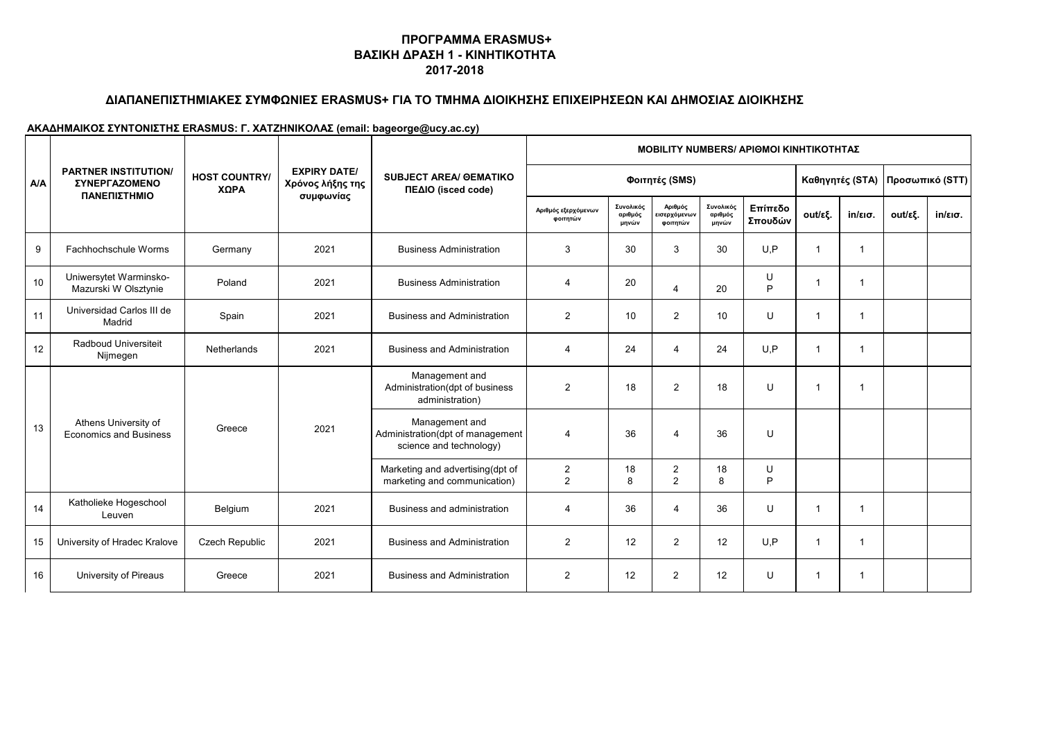# ΠΡΟΓΡΑΜΜΑ ERASMUS+
## ΒΑΣΙΚΗ ΔΡΑΣΗ 1 - ΚΙΝΗΤΙΚΟΤΗΤΑ
## 2017-2018

### ΔΙΑΠΑΝΕΠΙΣΤΗΜΙΑΚΕΣ ΣΥΜΦΩΝΙΕΣ ERASMUS+ ΓΙΑ ΤΟ ΤΜΗΜΑ ΔΙΟΙΚΗΣΗΣ ΕΠΙΧΕΙΡΗΣΕΩΝ ΚΑΙ ΔΗΜΟΣΙΑΣ ΔΙΟΙΚΗΣΗΣ

**ΑΚΑΔΗΜΑΙΚΟΣ ΣΥΝΤΟΝΙΣΤΗΣ ERASMUS: Γ. ΧΑΤΖΗΝΙΚΟΛΑΣ (email: bageorge@ucy.ac.cy)**

| A/A | PARTNER INSTITUTION/ ΣΥΝΕΡΓΑΖΟΜΕΝΟ ΠΑΝΕΠΙΣΤΗΜΙΟ | HOST COUNTRY/ ΧΩΡΑ | EXPIRY DATE/ Χρόνος λήξης της συμφωνίας | SUBJECT AREA/ ΘΕΜΑΤΙΚΟ ΠΕΔΙΟ (isced code) | MOBILITY NUMBERS/ ΑΡΙΘΜΟΙ ΚΙΝΗΤΙΚΟΤΗΤΑΣ | | | | | | | | |
|---|---|---|---|---|---|---|---|---|---|---|---|---|---|
| | | | | | Φοιτητές (SMS) | | | | | Καθηγητές (STA) | | Προσωπικό (STT) | |
| | | | | | Αριθμός εξερχόμενων φοιτητών | Συνολικός αριθμός μηνών | Αριθμός εισερχόμενων φοιτητών | Συνολικός αριθμός μηνών | Επίπεδο Σπουδών | out/εξ. | in/εισ. | out/εξ. | in/εισ. |
| 9 | Fachhochschule Worms | Germany | 2021 | Business Administration | 3 | 30 | 3 | 30 | U,P | 1 | 1 | | |
| 10 | Uniwersytet Warminsko-Mazurski W Olsztynie | Poland | 2021 | Business Administration | 4 | 20 | 4 | 20 | U P | 1 | 1 | | |
| 11 | Universidad Carlos III de Madrid | Spain | 2021 | Business and Administration | 2 | 10 | 2 | 10 | U | 1 | 1 | | |
| 12 | Radboud Universiteit Nijmegen | Netherlands | 2021 | Business and Administration | 4 | 24 | 4 | 24 | U,P | 1 | 1 | | |
| 13 | Athens University of Economics and Business | Greece | 2021 | Management and Administration(dpt of business administration) | 2 | 18 | 2 | 18 | U | 1 | 1 | | |
| | | | | Management and Administration(dpt of management science and technology) | 4 | 36 | 4 | 36 | U | | | | |
| | | | | Marketing and advertising(dpt of marketing and communication) | 2 2 | 18 8 | 2 2 | 18 8 | U P | | | | |
| 14 | Katholieke Hogeschool Leuven | Belgium | 2021 | Business and administration | 4 | 36 | 4 | 36 | U | 1 | 1 | | |
| 15 | University of Hradec Kralove | Czech Republic | 2021 | Business and Administration | 2 | 12 | 2 | 12 | U,P | 1 | 1 | | |
| 16 | University of Pireaus | Greece | 2021 | Business and Administration | 2 | 12 | 2 | 12 | U | 1 | 1 | | |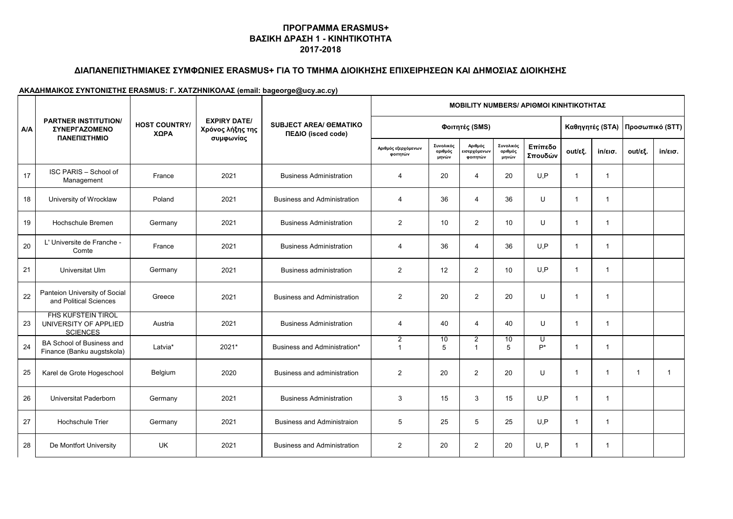**ΠΡΟΓΡΑΜΜΑ ERASMUS+**
**ΒΑΣΙΚΗ ΔΡΑΣΗ 1 - ΚΙΝΗΤΙΚΟΤΗΤΑ**
**2017-2018**

## ΔΙΑΠΑΝΕΠΙΣΤΗΜΙΑΚΕΣ ΣΥΜΦΩΝΙΕΣ ERASMUS+ ΓΙΑ ΤΟ ΤΜΗΜΑ ΔΙΟΙΚΗΣΗΣ ΕΠΙΧΕΙΡΗΣΕΩΝ ΚΑΙ ΔΗΜΟΣΙΑΣ ΔΙΟΙΚΗΣΗΣ

**ΑΚΑΔΗΜΑΙΚΟΣ ΣΥΝΤΟΝΙΣΤΗΣ ERASMUS: Γ. ΧΑΤΖΗΝΙΚΟΛΑΣ (email: bageorge@ucy.ac.cy)**

| Α/Α | PARTNER INSTITUTION/ ΣΥΝΕΡΓΑΖΟΜΕΝΟ ΠΑΝΕΠΙΣΤΗΜΙΟ | HOST COUNTRY/ ΧΩΡΑ | EXPIRY DATE/ Χρόνος λήξης της συμφωνίας | SUBJECT AREA/ ΘΕΜΑΤΙΚΟ ΠΕΔΙΟ (isced code) | MOBILITY NUMBERS/ ΑΡΙΘΜΟΙ ΚΙΝΗΤΙΚΟΤΗΤΑΣ | | | | | | | | |
|---|---|---|---|---|---|---|---|---|---|---|---|---|---|
| | | | | | Φοιτητές (SMS) | | | | | Καθηγητές (STA) | | Προσωπικό (STT) | |
| | | | | | Αριθμός εξερχόμενων φοιτητών | Συνολικός αριθμός μηνών | Αριθμός εισερχόμενων φοιτητών | Συνολικός αριθμός μηνών | Επίπεδο Σπουδών | out/εξ. | in/εισ. | out/εξ. | in/εισ. |
| 17 | ISC PARIS – School of Management | France | 2021 | Business Administration | 4 | 20 | 4 | 20 | U,P | 1 | 1 | | |
| 18 | University of Wrocklaw | Poland | 2021 | Business and Administration | 4 | 36 | 4 | 36 | U | 1 | 1 | | |
| 19 | Hochschule Bremen | Germany | 2021 | Business Administration | 2 | 10 | 2 | 10 | U | 1 | 1 | | |
| 20 | L' Universite de Franche - Comte | France | 2021 | Business Administration | 4 | 36 | 4 | 36 | U,P | 1 | 1 | | |
| 21 | Universitat Ulm | Germany | 2021 | Business administration | 2 | 12 | 2 | 10 | U,P | 1 | 1 | | |
| 22 | Panteion University of Social and Political Sciences | Greece | 2021 | Business and Administration | 2 | 20 | 2 | 20 | U | 1 | 1 | | |
| 23 | FHS KUFSTEIN TIROL UNIVERSITY OF APPLIED SCIENCES | Austria | 2021 | Business Administration | 4 | 40 | 4 | 40 | U | 1 | 1 | | |
| 24 | BA School of Business and Finance (Banku augstskola) | Latvia* | 2021* | Business and Administration* | 2<br>1 | 10<br>5 | 2<br>1 | 10<br>5 | U<br>P* | 1 | 1 | | |
| 25 | Karel de Grote Hogeschool | Belgium | 2020 | Business and administration | 2 | 20 | 2 | 20 | U | 1 | 1 | 1 | 1 |
| 26 | Universitat Paderborn | Germany | 2021 | Business Administration | 3 | 15 | 3 | 15 | U,P | 1 | 1 | | |
| 27 | Hochschule Trier | Germany | 2021 | Business and Administraion | 5 | 25 | 5 | 25 | U,P | 1 | 1 | | |
| 28 | De Montfort University | UK | 2021 | Business and Administration | 2 | 20 | 2 | 20 | U, P | 1 | 1 | | |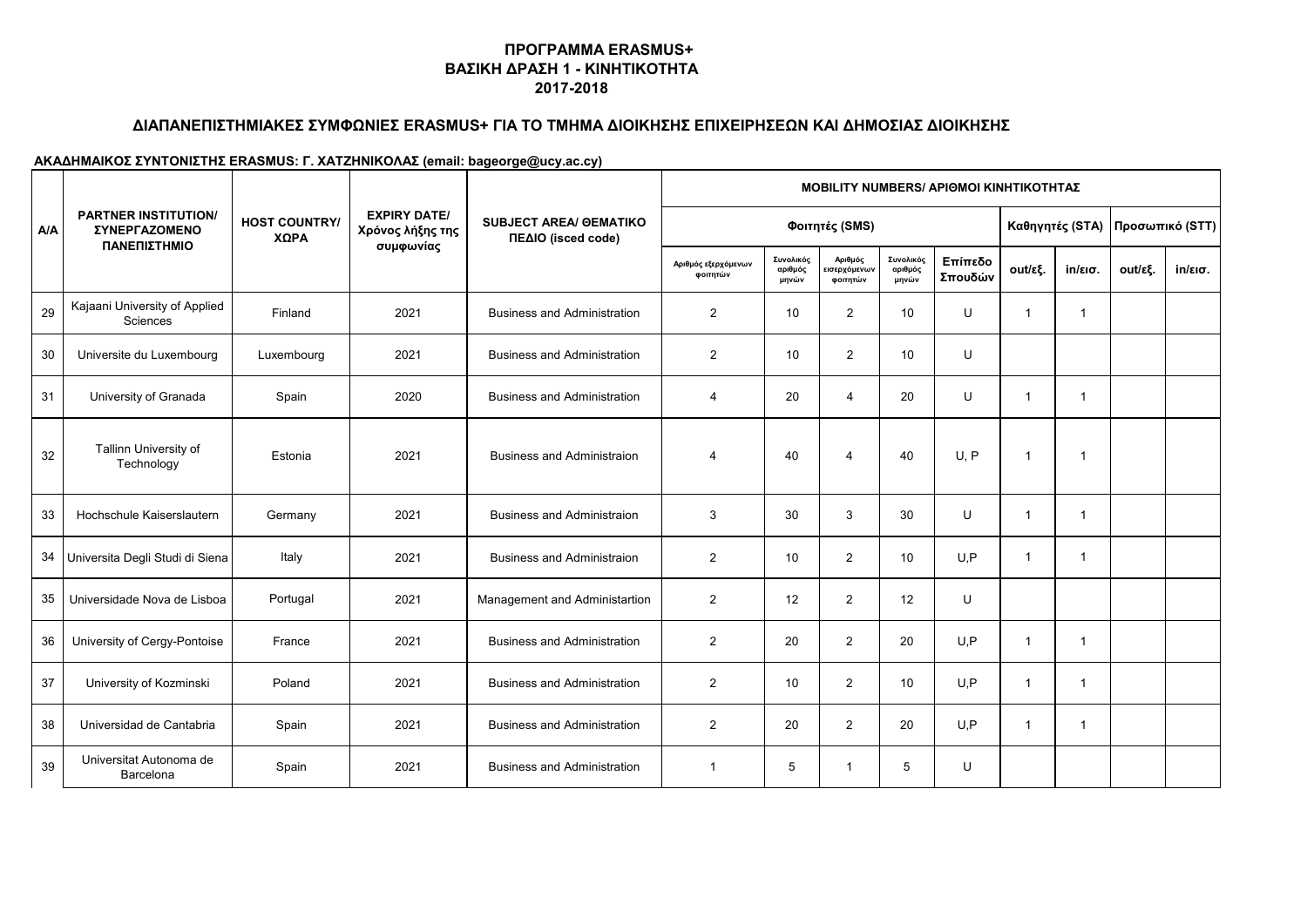## ΠΡΟΓΡΑΜΜΑ ERASMUS+
## ΒΑΣΙΚΗ ΔΡΑΣΗ 1 - ΚΙΝΗΤΙΚΟΤΗΤΑ
## 2017-2018

### ΔΙΑΠΑΝΕΠΙΣΤΗΜΙΑΚΕΣ ΣΥΜΦΩΝΙΕΣ ERASMUS+ ΓΙΑ ΤΟ ΤΜΗΜΑ ΔΙΟΙΚΗΣΗΣ ΕΠΙΧΕΙΡΗΣΕΩΝ ΚΑΙ ΔΗΜΟΣΙΑΣ ΔΙΟΙΚΗΣΗΣ

**ΑΚΑΔΗΜΑΙΚΟΣ ΣΥΝΤΟΝΙΣΤΗΣ ERASMUS: Γ. ΧΑΤΖΗΝΙΚΟΛΑΣ (email: bageorge@ucy.ac.cy)**

| A/A | PARTNER INSTITUTION/ ΣΥΝΕΡΓΑΖΟΜΕΝΟ ΠΑΝΕΠΙΣΤΗΜΙΟ | HOST COUNTRY/ ΧΩΡΑ | EXPIRY DATE/ Χρόνος λήξης της συμφωνίας | SUBJECT AREA/ ΘΕΜΑΤΙΚΟ ΠΕΔΙΟ (isced code) | MOBILITY NUMBERS/ ΑΡΙΘΜΟΙ ΚΙΝΗΤΙΚΟΤΗΤΑΣ | | | | | | | | |
|---|---|---|---|---|---|---|---|---|---|---|---|---|---|
| | | | | | Φοιτητές (SMS) | | | | | Καθηγητές (STA) | | Προσωπικό (STT) | |
| | | | | | Αριθμός εξερχόμενων φοιτητών | Συνολικός αριθμός μηνών | Αριθμός εισερχόμενων φοιτητών | Συνολικός αριθμός μηνών | Επίπεδο Σπουδών | out/εξ. | in/εισ. | out/εξ. | in/εισ. |
| 29 | Kajaani University of Applied Sciences | Finland | 2021 | Business and Administration | 2 | 10 | 2 | 10 | U | 1 | 1 | | |
| 30 | Universite du Luxembourg | Luxembourg | 2021 | Business and Administration | 2 | 10 | 2 | 10 | U | | | | |
| 31 | University of Granada | Spain | 2020 | Business and Administration | 4 | 20 | 4 | 20 | U | 1 | 1 | | |
| 32 | Tallinn University of Technology | Estonia | 2021 | Business and Administraion | 4 | 40 | 4 | 40 | U, P | 1 | 1 | | |
| 33 | Hochschule Kaiserslautern | Germany | 2021 | Business and Administraion | 3 | 30 | 3 | 30 | U | 1 | 1 | | |
| 34 | Universita Degli Studi di Siena | Italy | 2021 | Business and Administraion | 2 | 10 | 2 | 10 | U,P | 1 | 1 | | |
| 35 | Universidade Nova de Lisboa | Portugal | 2021 | Management and Administartion | 2 | 12 | 2 | 12 | U | | | | |
| 36 | University of Cergy-Pontoise | France | 2021 | Business and Administration | 2 | 20 | 2 | 20 | U,P | 1 | 1 | | |
| 37 | University of Kozminski | Poland | 2021 | Business and Administration | 2 | 10 | 2 | 10 | U,P | 1 | 1 | | |
| 38 | Universidad de Cantabria | Spain | 2021 | Business and Administration | 2 | 20 | 2 | 20 | U,P | 1 | 1 | | |
| 39 | Universitat Autonoma de Barcelona | Spain | 2021 | Business and Administration | 1 | 5 | 1 | 5 | U | | | | |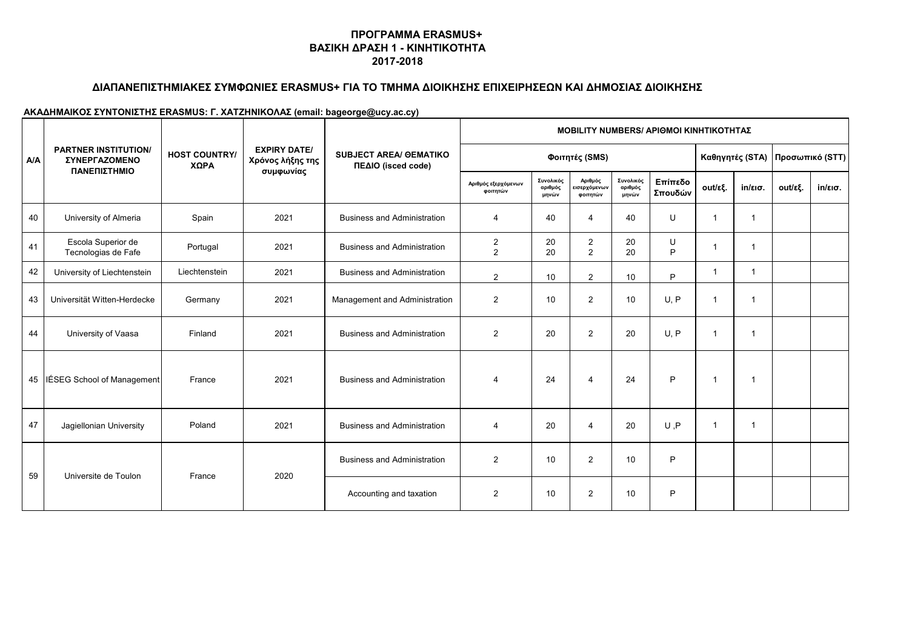# ΠΡΟΓΡΑΜΜΑ ERASMUS+
## ΒΑΣΙΚΗ ΔΡΑΣΗ 1 - ΚΙΝΗΤΙΚΟΤΗΤΑ
## 2017-2018

### ΔΙΑΠΑΝΕΠΙΣΤΗΜΙΑΚΕΣ ΣΥΜΦΩΝΙΕΣ ERASMUS+ ΓΙΑ ΤΟ ΤΜΗΜΑ ΔΙΟΙΚΗΣΗΣ ΕΠΙΧΕΙΡΗΣΕΩΝ ΚΑΙ ΔΗΜΟΣΙΑΣ ΔΙΟΙΚΗΣΗΣ

**ΑΚΑΔΗΜΑΙΚΟΣ ΣΥΝΤΟΝΙΣΤΗΣ ERASMUS: Γ. ΧΑΤΖΗΝΙΚΟΛΑΣ (email: bageorge@ucy.ac.cy)**

| A/A | PARTNER INSTITUTION/ ΣΥΝΕΡΓΑΖΟΜΕΝΟ ΠΑΝΕΠΙΣΤΗΜΙΟ | HOST COUNTRY/ ΧΩΡΑ | EXPIRY DATE/ Χρόνος λήξης της συμφωνίας | SUBJECT AREA/ ΘΕΜΑΤΙΚΟ ΠΕΔΙΟ (isced code) | MOBILITY NUMBERS/ ΑΡΙΘΜΟΙ ΚΙΝΗΤΙΚΟΤΗΤΑΣ | | | | | | | | |
|---|---|---|---|---|---|---|---|---|---|---|---|---|---|
| | | | | | Φοιτητές (SMS) | | | | | Καθηγητές (STA) | | Προσωπικό (STT) | |
| | | | | | Αριθμός εξερχόμενων φοιτητών | Συνολικός αριθμός μηνών | Αριθμός εισερχόμενων φοιτητών | Συνολικός αριθμός μηνών | Επίπεδο Σπουδών | out/εξ. | in/εισ. | out/εξ. | in/εισ. |
| 40 | University of Almeria | Spain | 2021 | Business and Administration | 4 | 40 | 4 | 40 | U | 1 | 1 | | |
| 41 | Escola Superior de Tecnologias de Fafe | Portugal | 2021 | Business and Administration | 2<br>2 | 20<br>20 | 2<br>2 | 20<br>20 | U<br>P | 1 | 1 | | |
| 42 | University of Liechtenstein | Liechtenstein | 2021 | Business and Administration | 2 | 10 | 2 | 10 | P | 1 | 1 | | |
| 43 | Universität Witten-Herdecke | Germany | 2021 | Management and Administration | 2 | 10 | 2 | 10 | U, P | 1 | 1 | | |
| 44 | University of Vaasa | Finland | 2021 | Business and Administration | 2 | 20 | 2 | 20 | U, P | 1 | 1 | | |
| 45 | IÉSEG School of Management | France | 2021 | Business and Administration | 4 | 24 | 4 | 24 | P | 1 | 1 | | |
| 47 | Jagiellonian University | Poland | 2021 | Business and Administration | 4 | 20 | 4 | 20 | U ,P | 1 | 1 | | |
| 59 | Universite de Toulon | France | 2020 | Business and Administration | 2 | 10 | 2 | 10 | P | | | | |
| | | | | Accounting and taxation | 2 | 10 | 2 | 10 | P | | | | |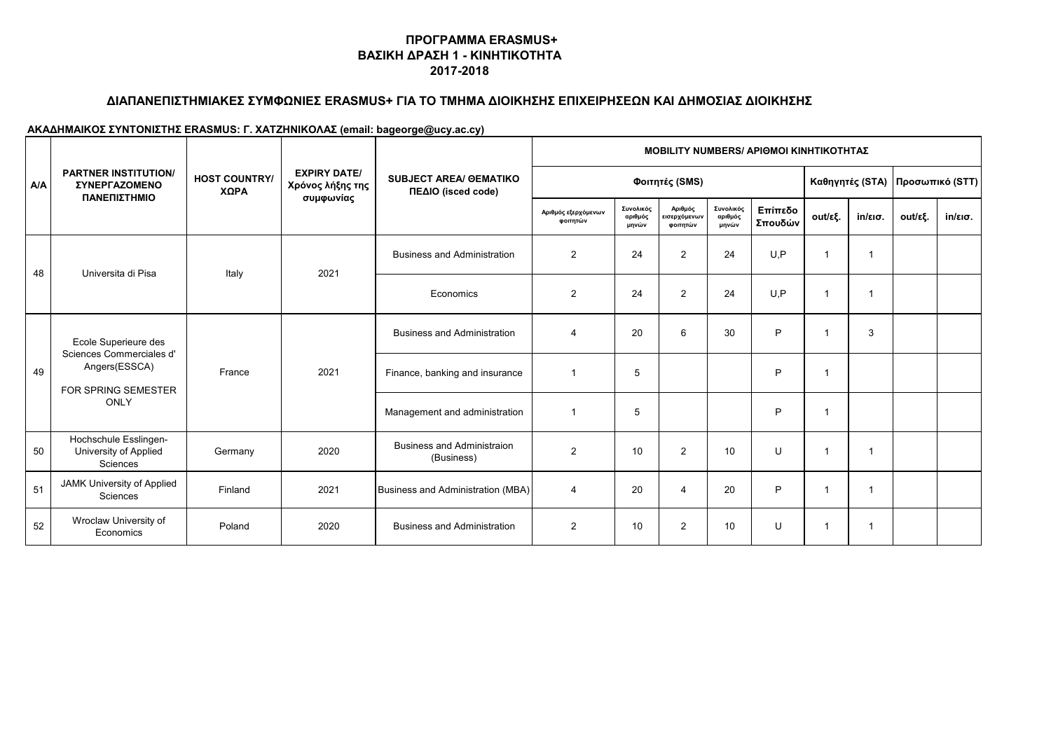# ΠΡΟΓΡΑΜΜΑ ERASMUS+
# ΒΑΣΙΚΗ ΔΡΑΣΗ 1 - ΚΙΝΗΤΙΚΟΤΗΤΑ
# 2017-2018

## ΔΙΑΠΑΝΕΠΙΣΤΗΜΙΑΚΕΣ ΣΥΜΦΩΝΙΕΣ ERASMUS+ ΓΙΑ ΤΟ ΤΜΗΜΑ ΔΙΟΙΚΗΣΗΣ ΕΠΙΧΕΙΡΗΣΕΩΝ ΚΑΙ ΔΗΜΟΣΙΑΣ ΔΙΟΙΚΗΣΗΣ

**ΑΚΑΔΗΜΑΙΚΟΣ ΣΥΝΤΟΝΙΣΤΗΣ ERASMUS: Γ. ΧΑΤΖΗΝΙΚΟΛΑΣ (email: bageorge@ucy.ac.cy)**

| A/A | PARTNER INSTITUTION/ ΣΥΝΕΡΓΑΖΟΜΕΝΟ ΠΑΝΕΠΙΣΤΗΜΙΟ | HOST COUNTRY/ ΧΩΡΑ | EXPIRY DATE/ Χρόνος λήξης της συμφωνίας | SUBJECT AREA/ ΘΕΜΑΤΙΚΟ ΠΕΔΙΟ (isced code) | MOBILITY NUMBERS/ ΑΡΙΘΜΟΙ ΚΙΝΗΤΙΚΟΤΗΤΑΣ | | | | | | | | |
|---|---|---|---|---|---|---|---|---|---|---|---|---|---|
| | | | | | Φοιτητές (SMS) | | | | | Καθηγητές (STA) | | Προσωπικό (STT) | |
| | | | | | Αριθμός εξερχόμενων φοιτητών | Συνολικός αριθμός μηνών | Αριθμός εισερχόμενων φοιτητών | Συνολικός αριθμός μηνών | Επίπεδο Σπουδών | out/εξ. | in/εισ. | out/εξ. | in/εισ. |
| 48 | Universita di Pisa | Italy | 2021 | Business and Administration | 2 | 24 | 2 | 24 | U,P | 1 | 1 | | |
| | | | | Economics | 2 | 24 | 2 | 24 | U,P | 1 | 1 | | |
| 49 | Ecole Superieure des Sciences Commerciales d' Angers(ESSCA) FOR SPRING SEMESTER ONLY | France | 2021 | Business and Administration | 4 | 20 | 6 | 30 | P | 1 | 3 | | |
| | | | | Finance, banking and insurance | 1 | 5 | | | P | 1 | | | |
| | | | | Management and administration | 1 | 5 | | | P | 1 | | | |
| 50 | Hochschule Esslingen-University of Applied Sciences | Germany | 2020 | Business and Administraion (Business) | 2 | 10 | 2 | 10 | U | 1 | 1 | | |
| 51 | JAMK University of Applied Sciences | Finland | 2021 | Business and Administration (MBA) | 4 | 20 | 4 | 20 | P | 1 | 1 | | |
| 52 | Wroclaw University of Economics | Poland | 2020 | Business and Administration | 2 | 10 | 2 | 10 | U | 1 | 1 | | |